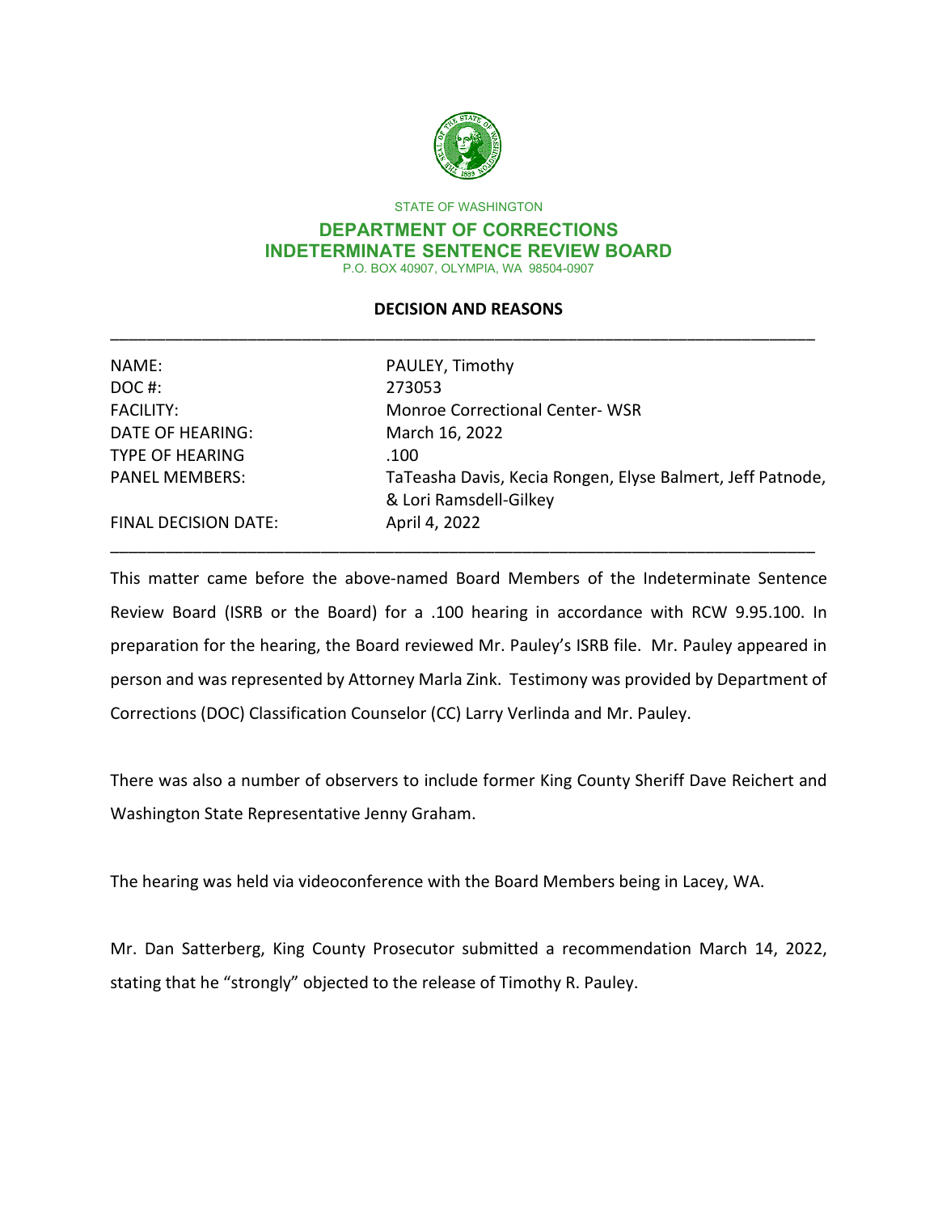STATE OF WASHINGTON

**DEPARTMENT OF CORRECTIONS**
**INDETERMINATE SENTENCE REVIEW BOARD**
P.O. BOX 40907, OLYMPIA, WA 98504-0907

## DECISION AND REASONS

| | |
|---|---|
| NAME: | PAULEY, Timothy |
| DOC #: | 273053 |
| FACILITY: | Monroe Correctional Center- WSR |
| DATE OF HEARING: | March 16, 2022 |
| TYPE OF HEARING | .100 |
| PANEL MEMBERS: | TaTeasha Davis, Kecia Rongen, Elyse Balmert, Jeff Patnode, & Lori Ramsdell-Gilkey |
| FINAL DECISION DATE: | April 4, 2022 |

This matter came before the above-named Board Members of the Indeterminate Sentence Review Board (ISRB or the Board) for a .100 hearing in accordance with RCW 9.95.100. In preparation for the hearing, the Board reviewed Mr. Pauley's ISRB file. Mr. Pauley appeared in person and was represented by Attorney Marla Zink. Testimony was provided by Department of Corrections (DOC) Classification Counselor (CC) Larry Verlinda and Mr. Pauley.

There was also a number of observers to include former King County Sheriff Dave Reichert and Washington State Representative Jenny Graham.

The hearing was held via videoconference with the Board Members being in Lacey, WA.

Mr. Dan Satterberg, King County Prosecutor submitted a recommendation March 14, 2022, stating that he "strongly" objected to the release of Timothy R. Pauley.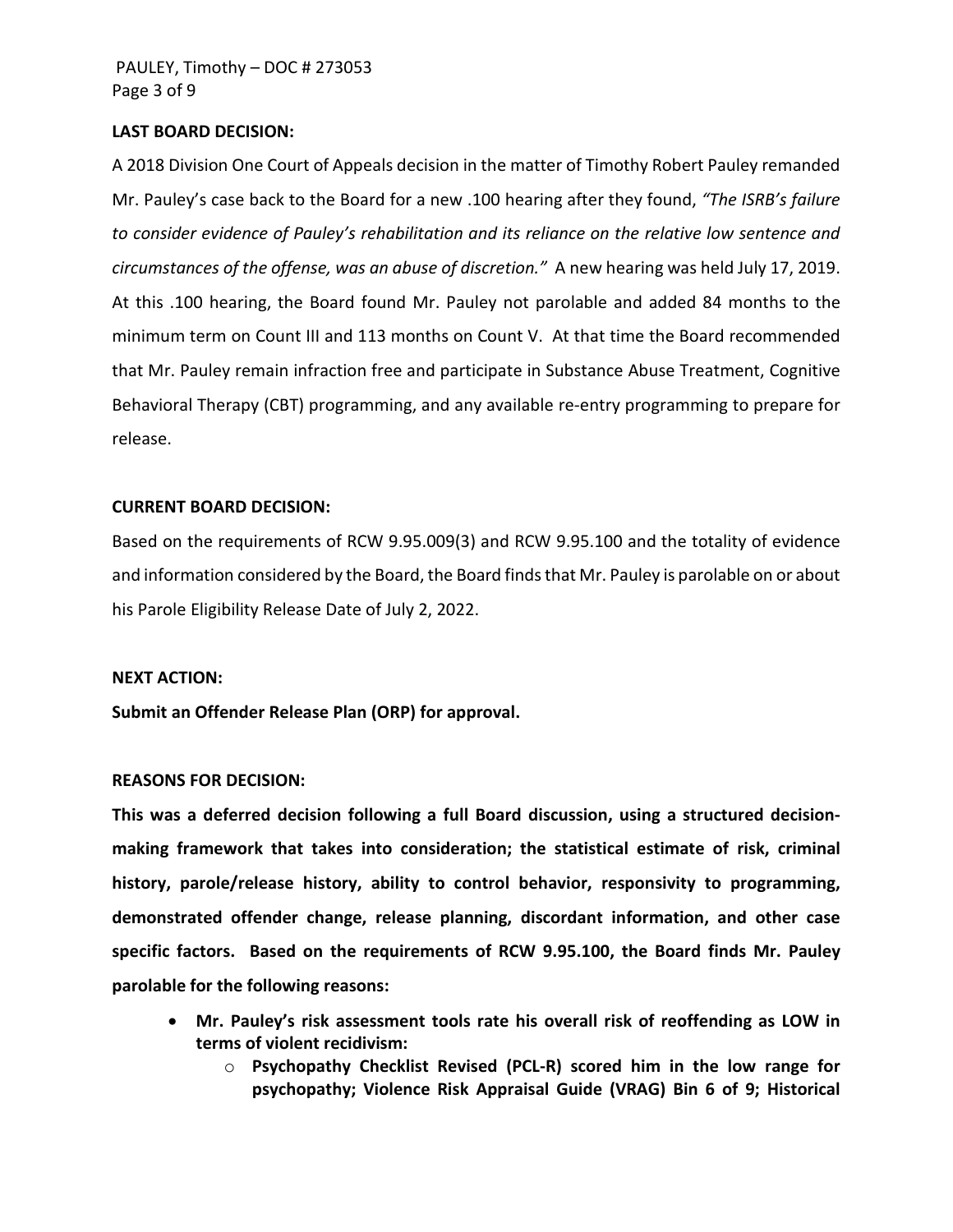**LAST BOARD DECISION:**

A 2018 Division One Court of Appeals decision in the matter of Timothy Robert Pauley remanded Mr. Pauley's case back to the Board for a new .100 hearing after they found, *"The ISRB's failure to consider evidence of Pauley's rehabilitation and its reliance on the relative low sentence and circumstances of the offense, was an abuse of discretion."* A new hearing was held July 17, 2019. At this .100 hearing, the Board found Mr. Pauley not parolable and added 84 months to the minimum term on Count III and 113 months on Count V. At that time the Board recommended that Mr. Pauley remain infraction free and participate in Substance Abuse Treatment, Cognitive Behavioral Therapy (CBT) programming, and any available re-entry programming to prepare for release.

**CURRENT BOARD DECISION:**

Based on the requirements of RCW 9.95.009(3) and RCW 9.95.100 and the totality of evidence and information considered by the Board, the Board finds that Mr. Pauley is parolable on or about his Parole Eligibility Release Date of July 2, 2022.

**NEXT ACTION:**

**Submit an Offender Release Plan (ORP) for approval.**

**REASONS FOR DECISION:**

**This was a deferred decision following a full Board discussion, using a structured decision-making framework that takes into consideration; the statistical estimate of risk, criminal history, parole/release history, ability to control behavior, responsivity to programming, demonstrated offender change, release planning, discordant information, and other case specific factors. Based on the requirements of RCW 9.95.100, the Board finds Mr. Pauley parolable for the following reasons:**

- **Mr. Pauley's risk assessment tools rate his overall risk of reoffending as LOW in terms of violent recidivism:**
  - **Psychopathy Checklist Revised (PCL-R) scored him in the low range for psychopathy; Violence Risk Appraisal Guide (VRAG) Bin 6 of 9; Historical**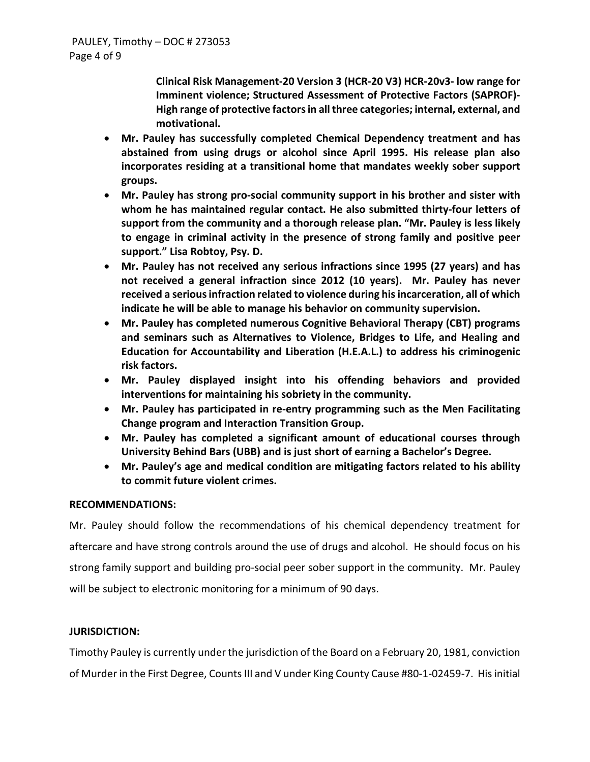**Clinical Risk Management-20 Version 3 (HCR-20 V3) HCR-20v3- low range for Imminent violence; Structured Assessment of Protective Factors (SAPROF)- High range of protective factors in all three categories; internal, external, and motivational.**

- **Mr. Pauley has successfully completed Chemical Dependency treatment and has abstained from using drugs or alcohol since April 1995. His release plan also incorporates residing at a transitional home that mandates weekly sober support groups.**
- **Mr. Pauley has strong pro-social community support in his brother and sister with whom he has maintained regular contact. He also submitted thirty-four letters of support from the community and a thorough release plan. "Mr. Pauley is less likely to engage in criminal activity in the presence of strong family and positive peer support." Lisa Robtoy, Psy. D.**
- **Mr. Pauley has not received any serious infractions since 1995 (27 years) and has not received a general infraction since 2012 (10 years). Mr. Pauley has never received a serious infraction related to violence during his incarceration, all of which indicate he will be able to manage his behavior on community supervision.**
- **Mr. Pauley has completed numerous Cognitive Behavioral Therapy (CBT) programs and seminars such as Alternatives to Violence, Bridges to Life, and Healing and Education for Accountability and Liberation (H.E.A.L.) to address his criminogenic risk factors.**
- **Mr. Pauley displayed insight into his offending behaviors and provided interventions for maintaining his sobriety in the community.**
- **Mr. Pauley has participated in re-entry programming such as the Men Facilitating Change program and Interaction Transition Group.**
- **Mr. Pauley has completed a significant amount of educational courses through University Behind Bars (UBB) and is just short of earning a Bachelor's Degree.**
- **Mr. Pauley's age and medical condition are mitigating factors related to his ability to commit future violent crimes.**

**RECOMMENDATIONS:**

Mr. Pauley should follow the recommendations of his chemical dependency treatment for aftercare and have strong controls around the use of drugs and alcohol. He should focus on his strong family support and building pro-social peer sober support in the community. Mr. Pauley will be subject to electronic monitoring for a minimum of 90 days.

**JURISDICTION:**

Timothy Pauley is currently under the jurisdiction of the Board on a February 20, 1981, conviction of Murder in the First Degree, Counts III and V under King County Cause #80-1-02459-7. His initial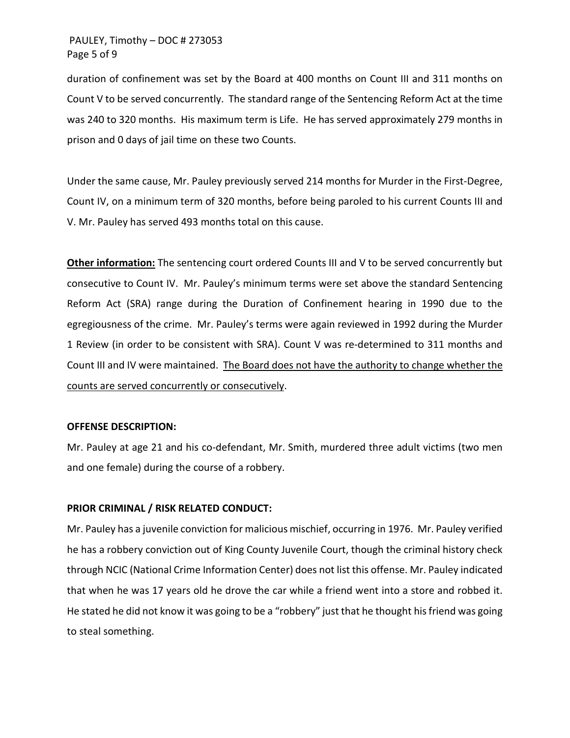duration of confinement was set by the Board at 400 months on Count III and 311 months on Count V to be served concurrently. The standard range of the Sentencing Reform Act at the time was 240 to 320 months. His maximum term is Life. He has served approximately 279 months in prison and 0 days of jail time on these two Counts.

Under the same cause, Mr. Pauley previously served 214 months for Murder in the First-Degree, Count IV, on a minimum term of 320 months, before being paroled to his current Counts III and V. Mr. Pauley has served 493 months total on this cause.

**Other information:** The sentencing court ordered Counts III and V to be served concurrently but consecutive to Count IV. Mr. Pauley's minimum terms were set above the standard Sentencing Reform Act (SRA) range during the Duration of Confinement hearing in 1990 due to the egregiousness of the crime. Mr. Pauley's terms were again reviewed in 1992 during the Murder 1 Review (in order to be consistent with SRA). Count V was re-determined to 311 months and Count III and IV were maintained. The Board does not have the authority to change whether the counts are served concurrently or consecutively.

### OFFENSE DESCRIPTION:

Mr. Pauley at age 21 and his co-defendant, Mr. Smith, murdered three adult victims (two men and one female) during the course of a robbery.

### PRIOR CRIMINAL / RISK RELATED CONDUCT:

Mr. Pauley has a juvenile conviction for malicious mischief, occurring in 1976. Mr. Pauley verified he has a robbery conviction out of King County Juvenile Court, though the criminal history check through NCIC (National Crime Information Center) does not list this offense. Mr. Pauley indicated that when he was 17 years old he drove the car while a friend went into a store and robbed it. He stated he did not know it was going to be a "robbery" just that he thought his friend was going to steal something.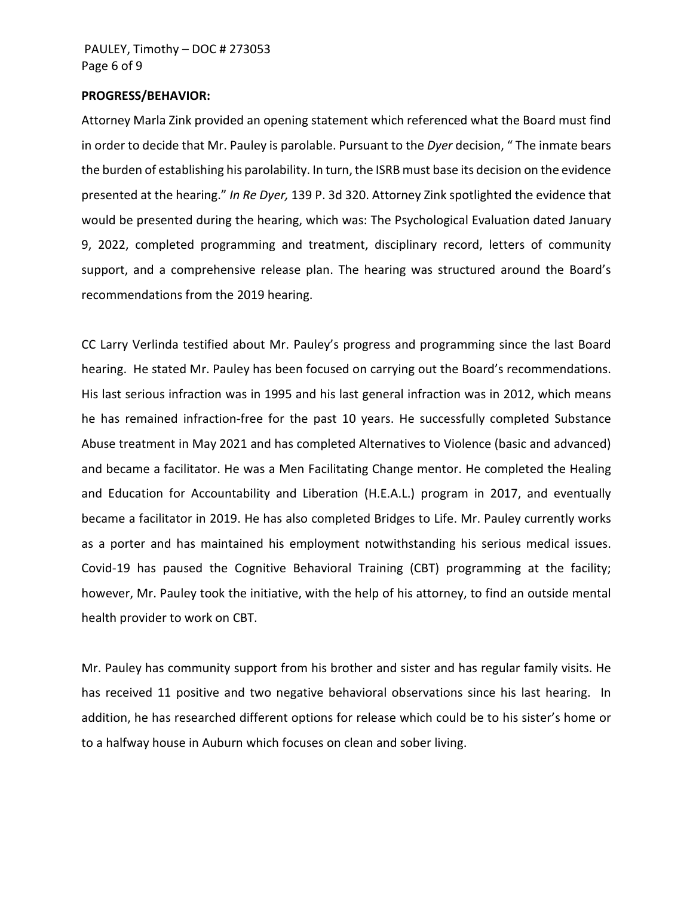**PROGRESS/BEHAVIOR:**

Attorney Marla Zink provided an opening statement which referenced what the Board must find in order to decide that Mr. Pauley is parolable. Pursuant to the *Dyer* decision, " The inmate bears the burden of establishing his parolability. In turn, the ISRB must base its decision on the evidence presented at the hearing." *In Re Dyer,* 139 P. 3d 320. Attorney Zink spotlighted the evidence that would be presented during the hearing, which was: The Psychological Evaluation dated January 9, 2022, completed programming and treatment, disciplinary record, letters of community support, and a comprehensive release plan. The hearing was structured around the Board's recommendations from the 2019 hearing.

CC Larry Verlinda testified about Mr. Pauley's progress and programming since the last Board hearing. He stated Mr. Pauley has been focused on carrying out the Board's recommendations. His last serious infraction was in 1995 and his last general infraction was in 2012, which means he has remained infraction-free for the past 10 years. He successfully completed Substance Abuse treatment in May 2021 and has completed Alternatives to Violence (basic and advanced) and became a facilitator. He was a Men Facilitating Change mentor. He completed the Healing and Education for Accountability and Liberation (H.E.A.L.) program in 2017, and eventually became a facilitator in 2019. He has also completed Bridges to Life. Mr. Pauley currently works as a porter and has maintained his employment notwithstanding his serious medical issues. Covid-19 has paused the Cognitive Behavioral Training (CBT) programming at the facility; however, Mr. Pauley took the initiative, with the help of his attorney, to find an outside mental health provider to work on CBT.

Mr. Pauley has community support from his brother and sister and has regular family visits. He has received 11 positive and two negative behavioral observations since his last hearing. In addition, he has researched different options for release which could be to his sister's home or to a halfway house in Auburn which focuses on clean and sober living.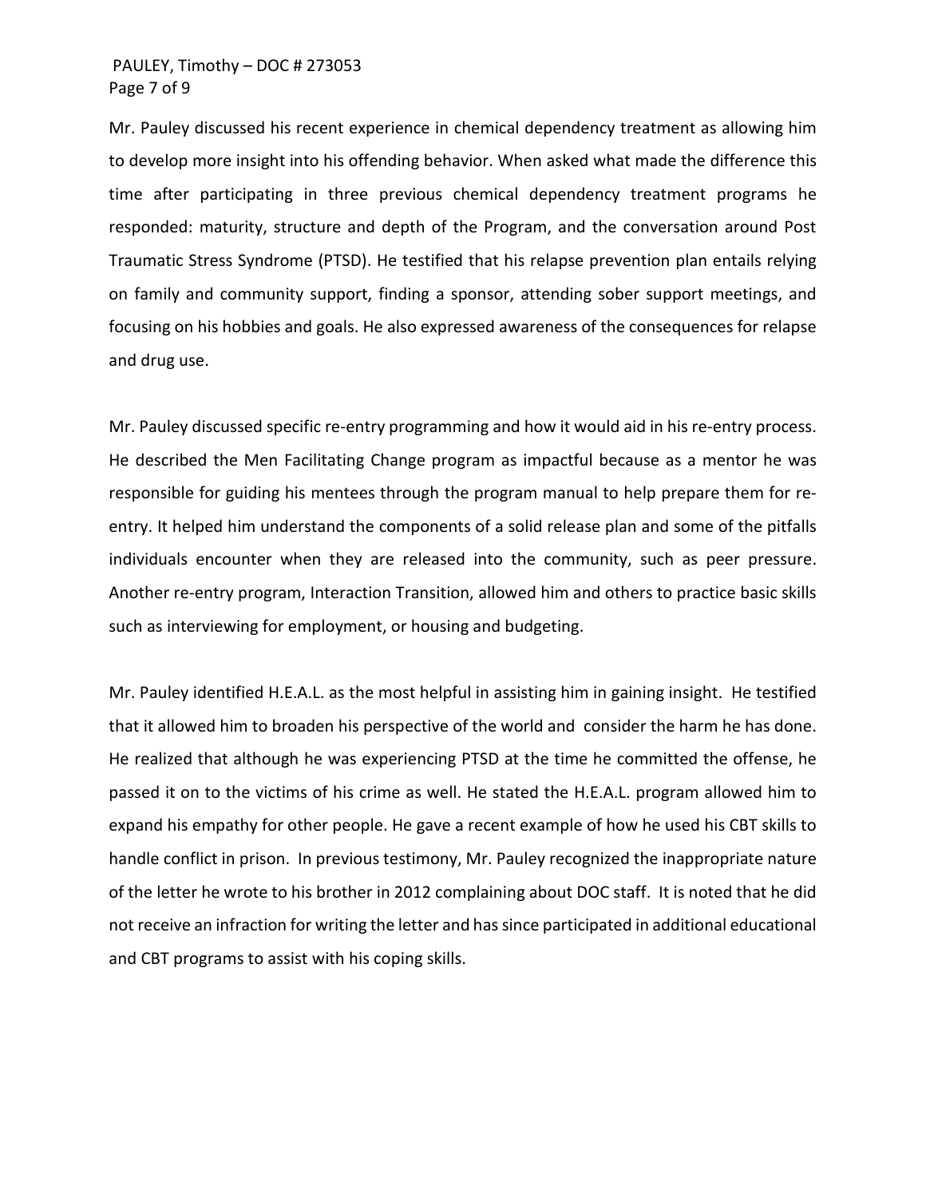Mr. Pauley discussed his recent experience in chemical dependency treatment as allowing him to develop more insight into his offending behavior. When asked what made the difference this time after participating in three previous chemical dependency treatment programs he responded: maturity, structure and depth of the Program, and the conversation around Post Traumatic Stress Syndrome (PTSD). He testified that his relapse prevention plan entails relying on family and community support, finding a sponsor, attending sober support meetings, and focusing on his hobbies and goals. He also expressed awareness of the consequences for relapse and drug use.

Mr. Pauley discussed specific re-entry programming and how it would aid in his re-entry process. He described the Men Facilitating Change program as impactful because as a mentor he was responsible for guiding his mentees through the program manual to help prepare them for re-entry. It helped him understand the components of a solid release plan and some of the pitfalls individuals encounter when they are released into the community, such as peer pressure. Another re-entry program, Interaction Transition, allowed him and others to practice basic skills such as interviewing for employment, or housing and budgeting.

Mr. Pauley identified H.E.A.L. as the most helpful in assisting him in gaining insight. He testified that it allowed him to broaden his perspective of the world and consider the harm he has done. He realized that although he was experiencing PTSD at the time he committed the offense, he passed it on to the victims of his crime as well. He stated the H.E.A.L. program allowed him to expand his empathy for other people. He gave a recent example of how he used his CBT skills to handle conflict in prison. In previous testimony, Mr. Pauley recognized the inappropriate nature of the letter he wrote to his brother in 2012 complaining about DOC staff. It is noted that he did not receive an infraction for writing the letter and has since participated in additional educational and CBT programs to assist with his coping skills.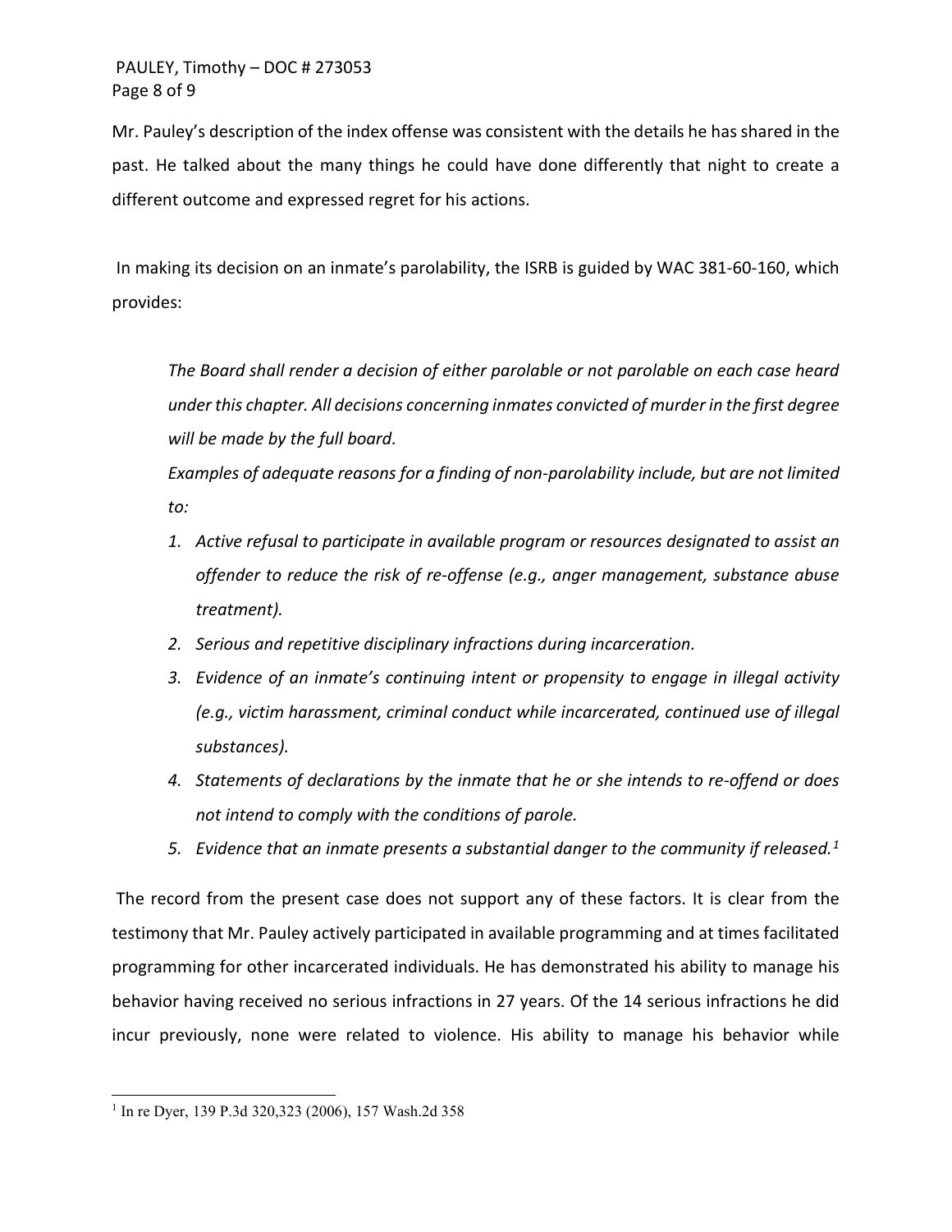Mr. Pauley's description of the index offense was consistent with the details he has shared in the past. He talked about the many things he could have done differently that night to create a different outcome and expressed regret for his actions.

In making its decision on an inmate's parolability, the ISRB is guided by WAC 381-60-160, which provides:

> *The Board shall render a decision of either parolable or not parolable on each case heard under this chapter. All decisions concerning inmates convicted of murder in the first degree will be made by the full board.*
>
> *Examples of adequate reasons for a finding of non-parolability include, but are not limited to:*
>
> 1. *Active refusal to participate in available program or resources designated to assist an offender to reduce the risk of re-offense (e.g., anger management, substance abuse treatment).*
> 2. *Serious and repetitive disciplinary infractions during incarceration.*
> 3. *Evidence of an inmate's continuing intent or propensity to engage in illegal activity (e.g., victim harassment, criminal conduct while incarcerated, continued use of illegal substances).*
> 4. *Statements of declarations by the inmate that he or she intends to re-offend or does not intend to comply with the conditions of parole.*
> 5. *Evidence that an inmate presents a substantial danger to the community if released.*[1]

The record from the present case does not support any of these factors. It is clear from the testimony that Mr. Pauley actively participated in available programming and at times facilitated programming for other incarcerated individuals. He has demonstrated his ability to manage his behavior having received no serious infractions in 27 years. Of the 14 serious infractions he did incur previously, none were related to violence. His ability to manage his behavior while

---

[1] In re Dyer, 139 P.3d 320,323 (2006), 157 Wash.2d 358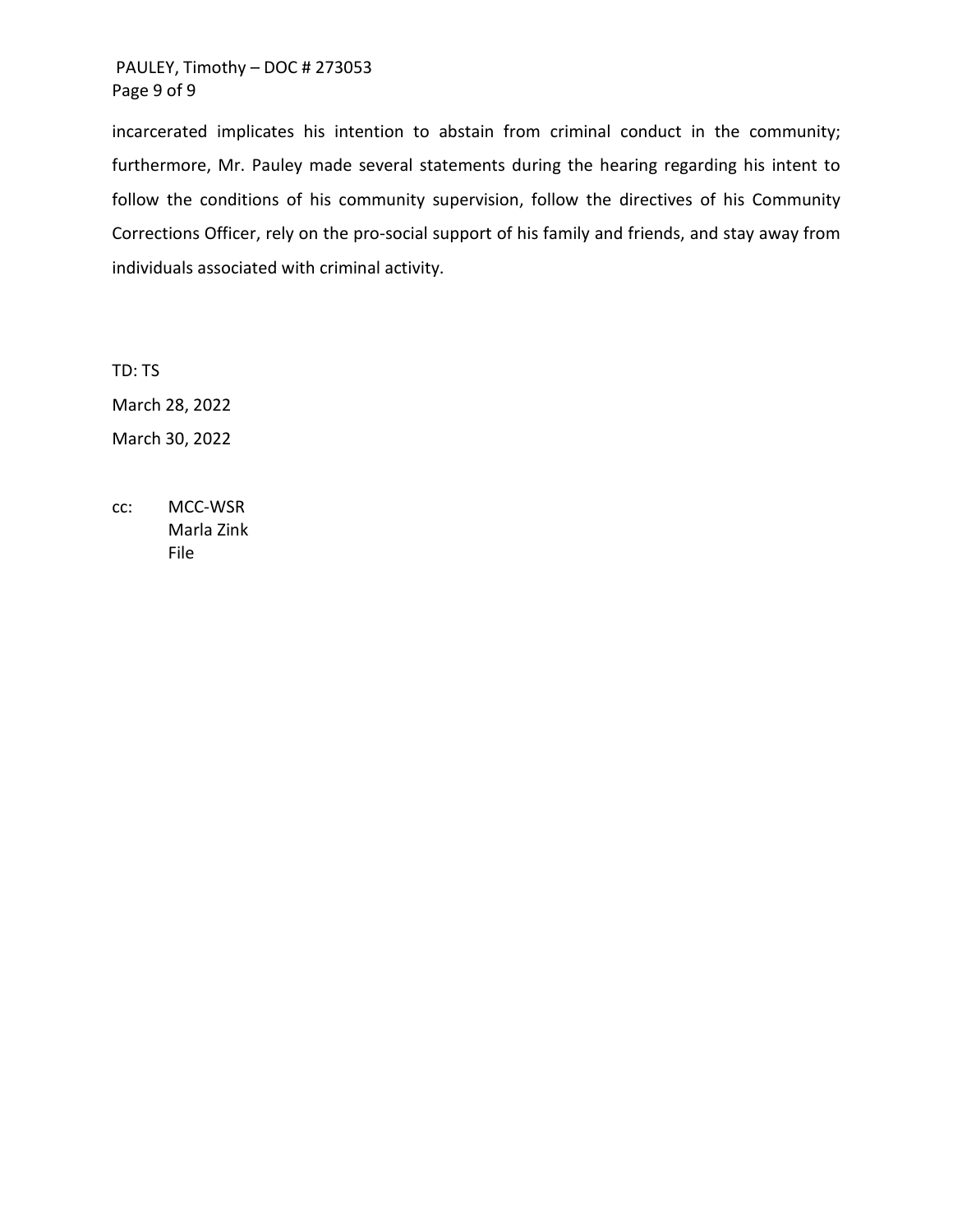incarcerated implicates his intention to abstain from criminal conduct in the community; furthermore, Mr. Pauley made several statements during the hearing regarding his intent to follow the conditions of his community supervision, follow the directives of his Community Corrections Officer, rely on the pro-social support of his family and friends, and stay away from individuals associated with criminal activity.

TD: TS

March 28, 2022

March 30, 2022

cc: MCC-WSR
Marla Zink
File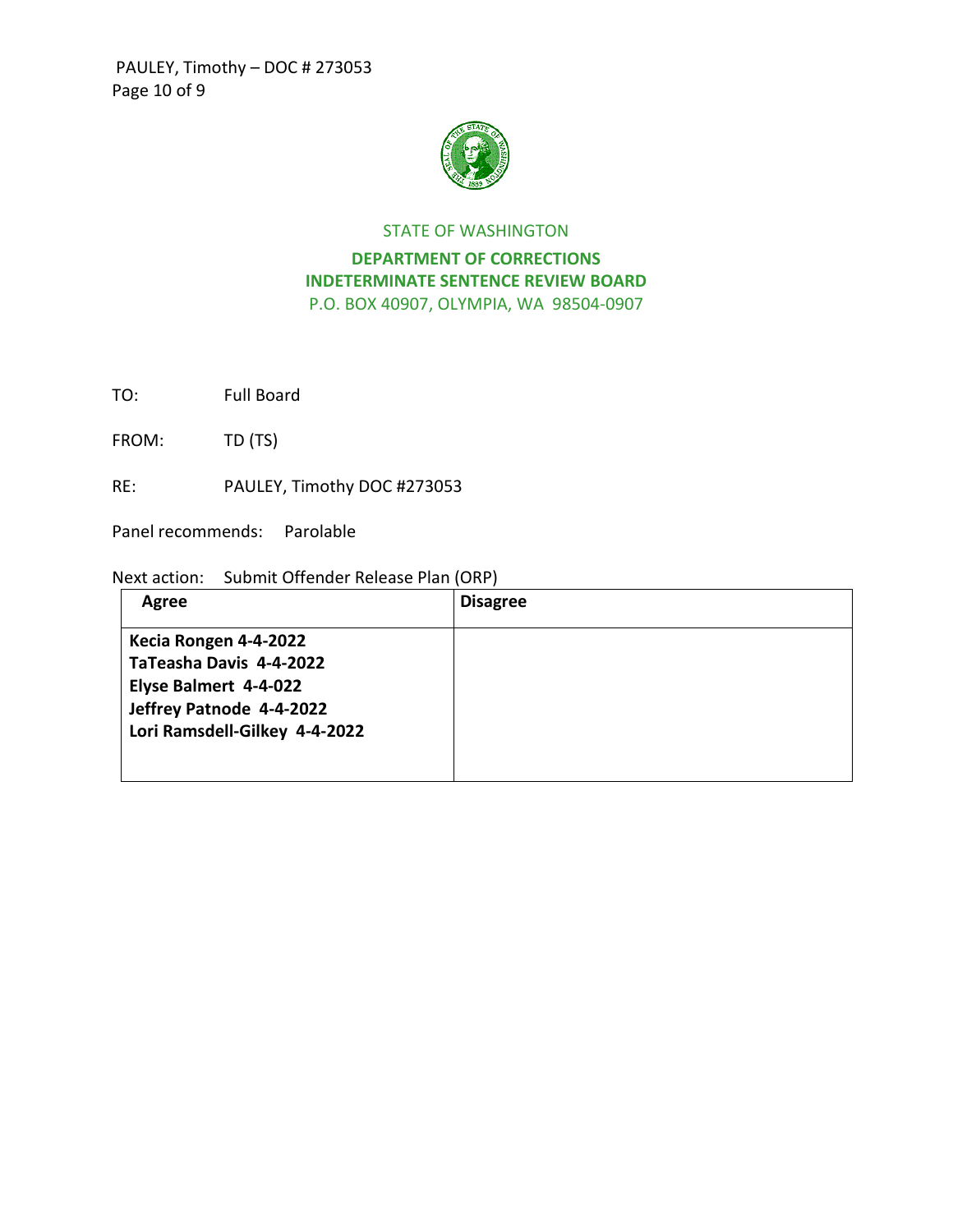STATE OF WASHINGTON

**DEPARTMENT OF CORRECTIONS**
**INDETERMINATE SENTENCE REVIEW BOARD**
P.O. BOX 40907, OLYMPIA, WA 98504-0907

TO: Full Board

FROM: TD (TS)

RE: PAULEY, Timothy DOC #273053

Panel recommends: Parolable

Next action: Submit Offender Release Plan (ORP)

| Agree | Disagree |
|---|---|
| **Kecia Rongen 4-4-2022**<br>**TaTeasha Davis 4-4-2022**<br>**Elyse Balmert 4-4-022**<br>**Jeffrey Patnode 4-4-2022**<br>**Lori Ramsdell-Gilkey 4-4-2022** | |